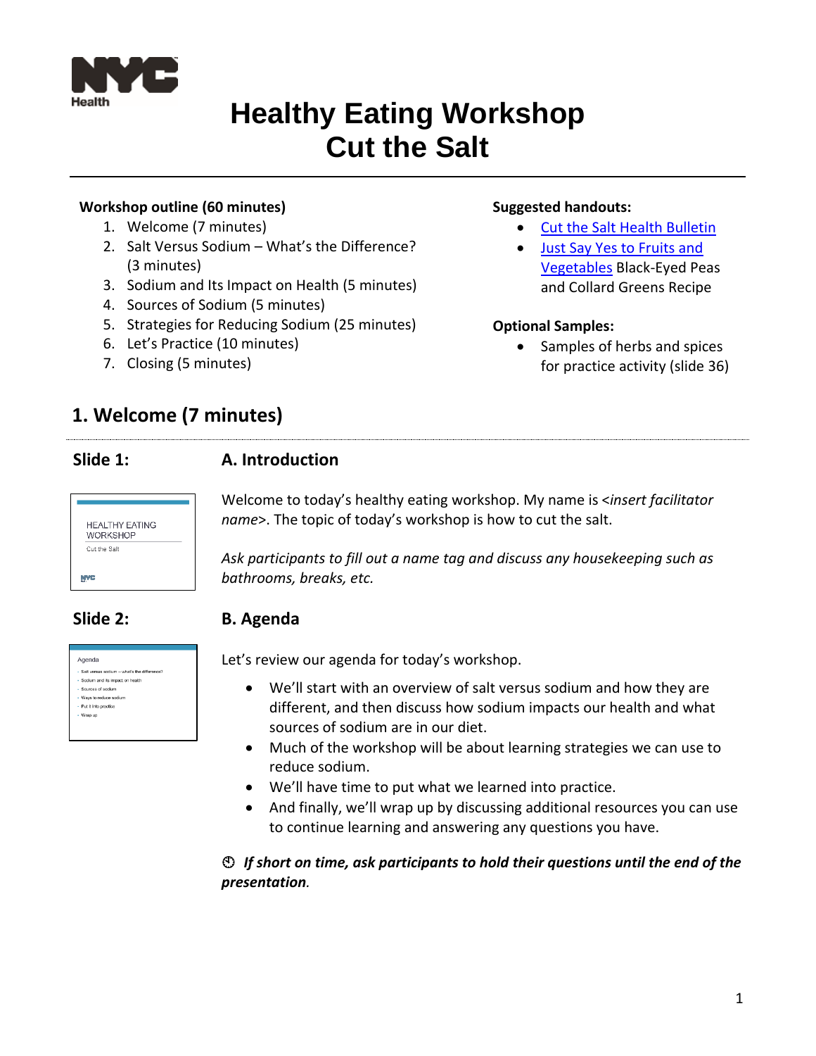# Healthy Eating Workshop
# Cut the Salt

**Workshop outline (60 minutes)**

1. Welcome (7 minutes)
2. Salt Versus Sodium – What's the Difference? (3 minutes)
3. Sodium and Its Impact on Health (5 minutes)
4. Sources of Sodium (5 minutes)
5. Strategies for Reducing Sodium (25 minutes)
6. Let's Practice (10 minutes)
7. Closing (5 minutes)

**Suggested handouts:**

- Cut the Salt Health Bulletin
- Just Say Yes to Fruits and Vegetables Black-Eyed Peas and Collard Greens Recipe

**Optional Samples:**

- Samples of herbs and spices for practice activity (slide 36)

## 1. Welcome (7 minutes)

### Slide 1: A. Introduction

Welcome to today's healthy eating workshop. My name is <*insert facilitator name*>. The topic of today's workshop is how to cut the salt.

*Ask participants to fill out a name tag and discuss any housekeeping such as bathrooms, breaks, etc.*

### Slide 2: B. Agenda

Let's review our agenda for today's workshop.

- We'll start with an overview of salt versus sodium and how they are different, and then discuss how sodium impacts our health and what sources of sodium are in our diet.
- Much of the workshop will be about learning strategies we can use to reduce sodium.
- We'll have time to put what we learned into practice.
- And finally, we'll wrap up by discussing additional resources you can use to continue learning and answering any questions you have.

⏱ ***If short on time, ask participants to hold their questions until the end of the presentation.***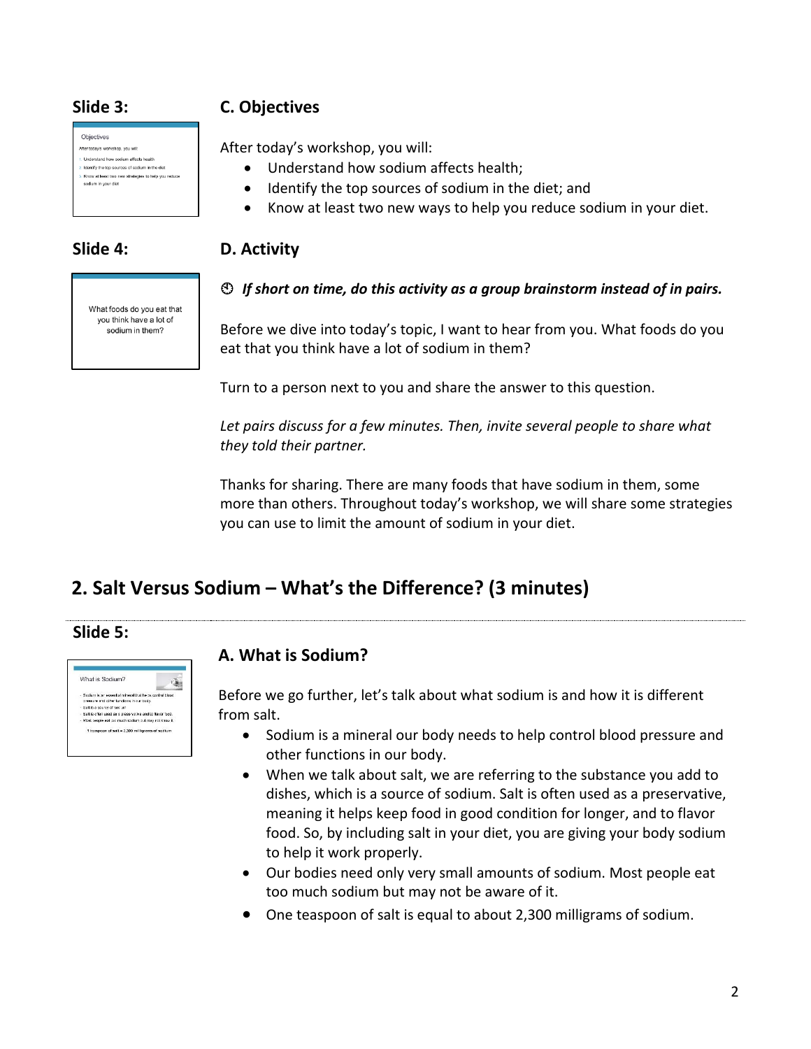**Slide 3:**

## C. Objectives

After today's workshop, you will:

- Understand how sodium affects health;
- Identify the top sources of sodium in the diet; and
- Know at least two new ways to help you reduce sodium in your diet.

**Slide 4:**

## D. Activity

⏱ ***If short on time, do this activity as a group brainstorm instead of in pairs.***

Before we dive into today's topic, I want to hear from you. What foods do you eat that you think have a lot of sodium in them?

Turn to a person next to you and share the answer to this question.

*Let pairs discuss for a few minutes. Then, invite several people to share what they told their partner.*

Thanks for sharing. There are many foods that have sodium in them, some more than others. Throughout today's workshop, we will share some strategies you can use to limit the amount of sodium in your diet.

# 2. Salt Versus Sodium – What's the Difference? (3 minutes)

**Slide 5:**

## A. What is Sodium?

Before we go further, let's talk about what sodium is and how it is different from salt.

- Sodium is a mineral our body needs to help control blood pressure and other functions in our body.
- When we talk about salt, we are referring to the substance you add to dishes, which is a source of sodium. Salt is often used as a preservative, meaning it helps keep food in good condition for longer, and to flavor food. So, by including salt in your diet, you are giving your body sodium to help it work properly.
- Our bodies need only very small amounts of sodium. Most people eat too much sodium but may not be aware of it.
- One teaspoon of salt is equal to about 2,300 milligrams of sodium.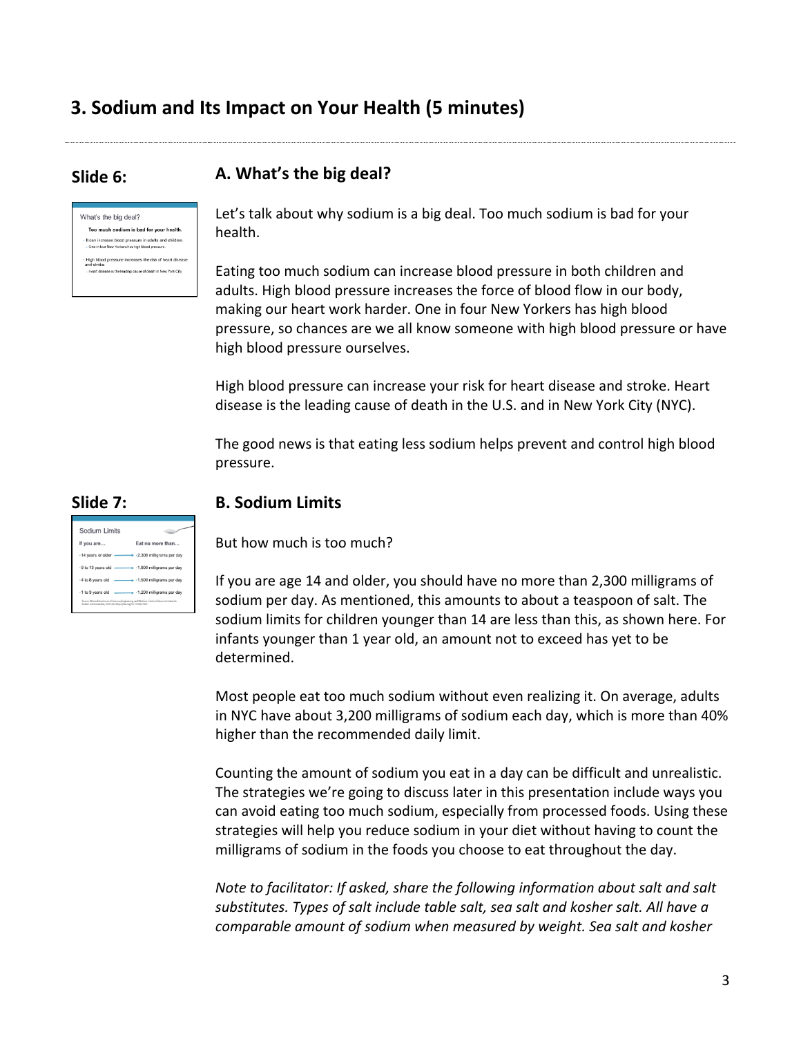# 3. Sodium and Its Impact on Your Health (5 minutes)

**Slide 6:**

## A. What's the big deal?

Let's talk about why sodium is a big deal. Too much sodium is bad for your health.

Eating too much sodium can increase blood pressure in both children and adults. High blood pressure increases the force of blood flow in our body, making our heart work harder. One in four New Yorkers has high blood pressure, so chances are we all know someone with high blood pressure or have high blood pressure ourselves.

High blood pressure can increase your risk for heart disease and stroke. Heart disease is the leading cause of death in the U.S. and in New York City (NYC).

The good news is that eating less sodium helps prevent and control high blood pressure.

**Slide 7:**

## B. Sodium Limits

But how much is too much?

If you are age 14 and older, you should have no more than 2,300 milligrams of sodium per day. As mentioned, this amounts to about a teaspoon of salt. The sodium limits for children younger than 14 are less than this, as shown here. For infants younger than 1 year old, an amount not to exceed has yet to be determined.

Most people eat too much sodium without even realizing it. On average, adults in NYC have about 3,200 milligrams of sodium each day, which is more than 40% higher than the recommended daily limit.

Counting the amount of sodium you eat in a day can be difficult and unrealistic. The strategies we're going to discuss later in this presentation include ways you can avoid eating too much sodium, especially from processed foods. Using these strategies will help you reduce sodium in your diet without having to count the milligrams of sodium in the foods you choose to eat throughout the day.

*Note to facilitator: If asked, share the following information about salt and salt substitutes. Types of salt include table salt, sea salt and kosher salt. All have a comparable amount of sodium when measured by weight. Sea salt and kosher*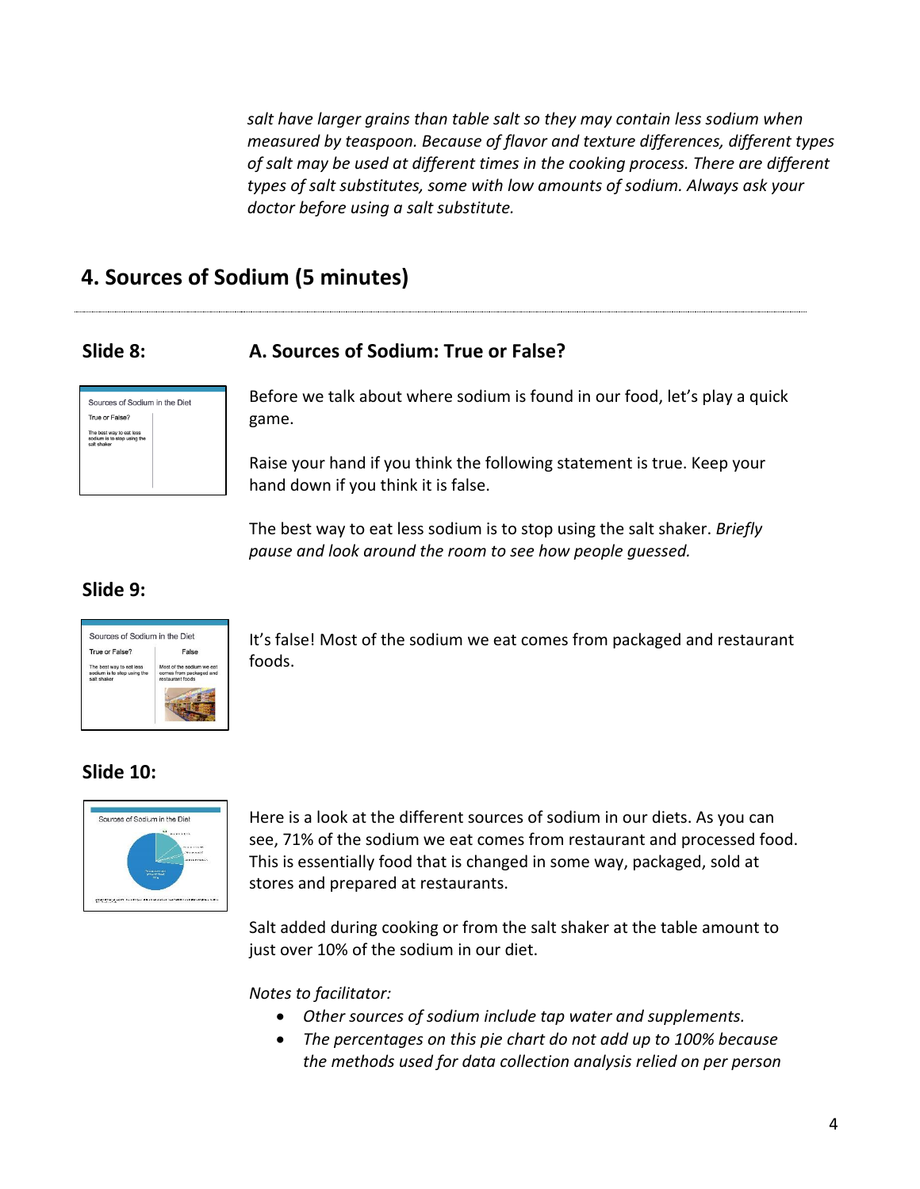*salt have larger grains than table salt so they may contain less sodium when measured by teaspoon. Because of flavor and texture differences, different types of salt may be used at different times in the cooking process. There are different types of salt substitutes, some with low amounts of sodium. Always ask your doctor before using a salt substitute.*

## 4. Sources of Sodium (5 minutes)

### Slide 8:

### A. Sources of Sodium: True or False?

Before we talk about where sodium is found in our food, let's play a quick game.

Raise your hand if you think the following statement is true. Keep your hand down if you think it is false.

The best way to eat less sodium is to stop using the salt shaker. *Briefly pause and look around the room to see how people guessed.*

### Slide 9:

It's false! Most of the sodium we eat comes from packaged and restaurant foods.

### Slide 10:

Here is a look at the different sources of sodium in our diets. As you can see, 71% of the sodium we eat comes from restaurant and processed food. This is essentially food that is changed in some way, packaged, sold at stores and prepared at restaurants.

Salt added during cooking or from the salt shaker at the table amount to just over 10% of the sodium in our diet.

*Notes to facilitator:*

- *Other sources of sodium include tap water and supplements.*
- *The percentages on this pie chart do not add up to 100% because the methods used for data collection analysis relied on per person*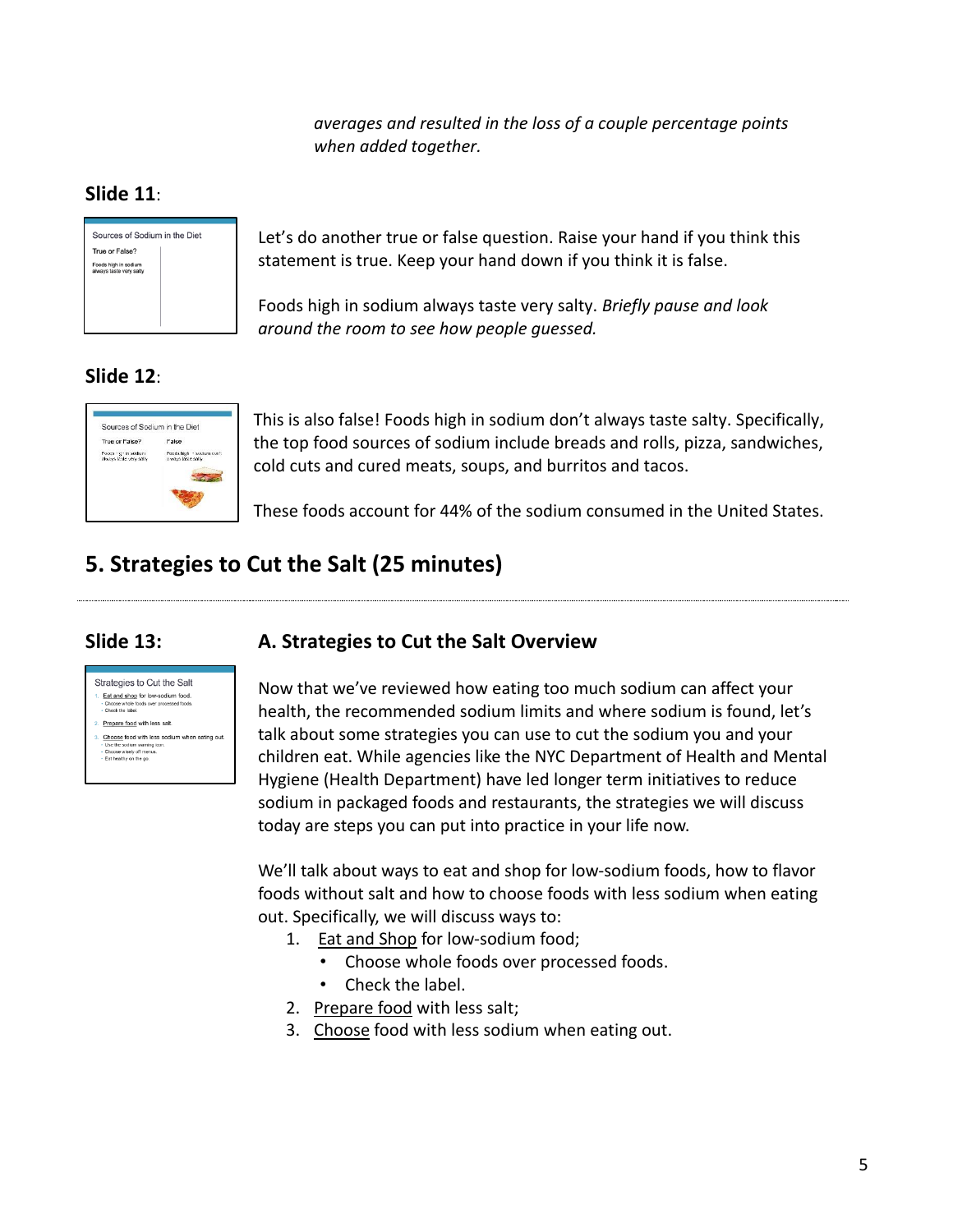*averages and resulted in the loss of a couple percentage points when added together.*

**Slide 11**:

Let's do another true or false question. Raise your hand if you think this statement is true. Keep your hand down if you think it is false.

Foods high in sodium always taste very salty. *Briefly pause and look around the room to see how people guessed.*

**Slide 12**:

This is also false! Foods high in sodium don't always taste salty. Specifically, the top food sources of sodium include breads and rolls, pizza, sandwiches, cold cuts and cured meats, soups, and burritos and tacos.

These foods account for 44% of the sodium consumed in the United States.

## 5. Strategies to Cut the Salt (25 minutes)

**Slide 13:**

### A. Strategies to Cut the Salt Overview

Now that we've reviewed how eating too much sodium can affect your health, the recommended sodium limits and where sodium is found, let's talk about some strategies you can use to cut the sodium you and your children eat. While agencies like the NYC Department of Health and Mental Hygiene (Health Department) have led longer term initiatives to reduce sodium in packaged foods and restaurants, the strategies we will discuss today are steps you can put into practice in your life now.

We'll talk about ways to eat and shop for low-sodium foods, how to flavor foods without salt and how to choose foods with less sodium when eating out. Specifically, we will discuss ways to:

1. Eat and Shop for low-sodium food;
   - Choose whole foods over processed foods.
   - Check the label.
2. Prepare food with less salt;
3. Choose food with less sodium when eating out.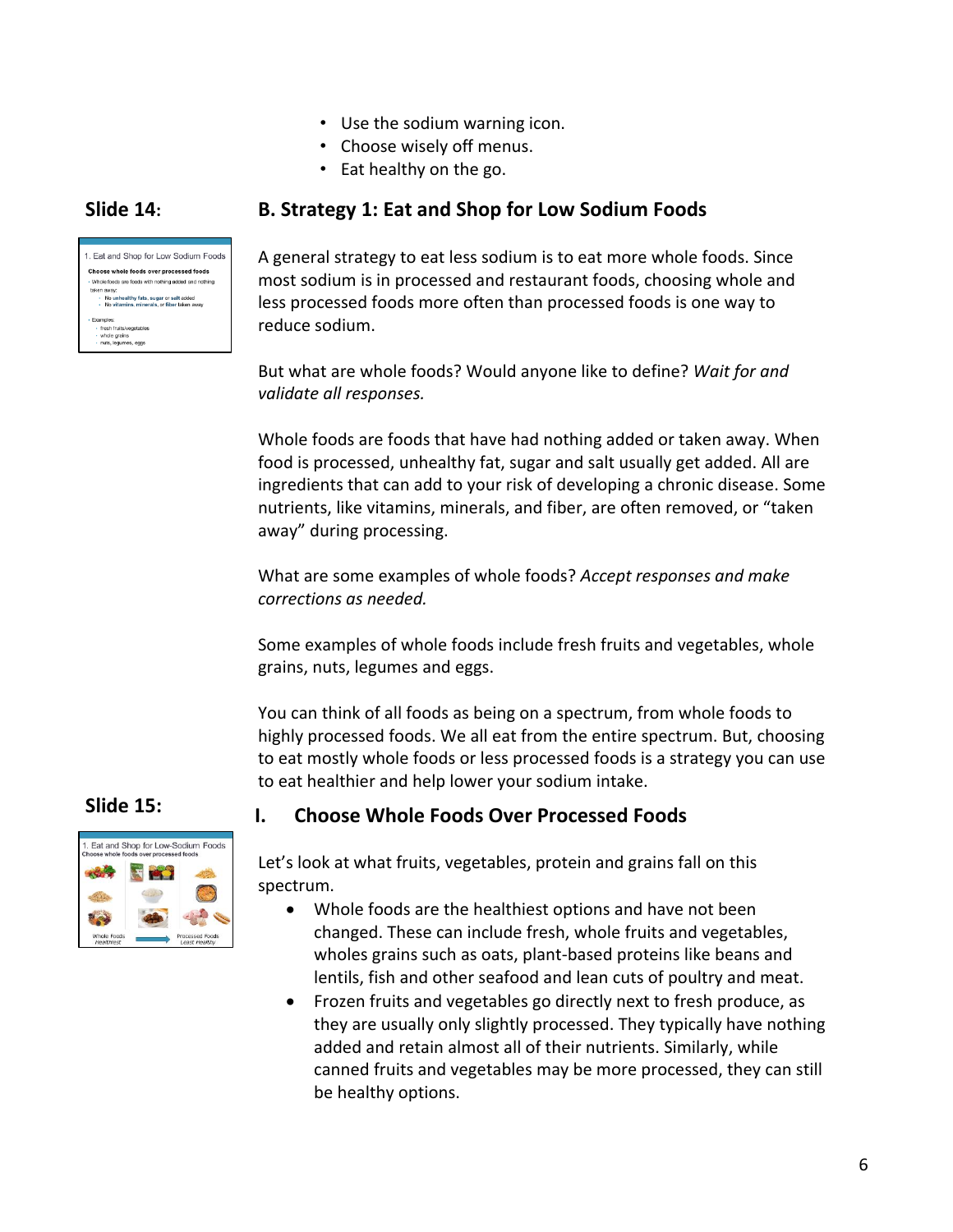- Use the sodium warning icon.
- Choose wisely off menus.
- Eat healthy on the go.

**Slide 14:**

## B. Strategy 1: Eat and Shop for Low Sodium Foods

A general strategy to eat less sodium is to eat more whole foods. Since most sodium is in processed and restaurant foods, choosing whole and less processed foods more often than processed foods is one way to reduce sodium.

But what are whole foods? Would anyone like to define? *Wait for and validate all responses.*

Whole foods are foods that have had nothing added or taken away. When food is processed, unhealthy fat, sugar and salt usually get added. All are ingredients that can add to your risk of developing a chronic disease. Some nutrients, like vitamins, minerals, and fiber, are often removed, or "taken away" during processing.

What are some examples of whole foods? *Accept responses and make corrections as needed.*

Some examples of whole foods include fresh fruits and vegetables, whole grains, nuts, legumes and eggs.

You can think of all foods as being on a spectrum, from whole foods to highly processed foods. We all eat from the entire spectrum. But, choosing to eat mostly whole foods or less processed foods is a strategy you can use to eat healthier and help lower your sodium intake.

**Slide 15:**

### I. Choose Whole Foods Over Processed Foods

Let's look at what fruits, vegetables, protein and grains fall on this spectrum.

- Whole foods are the healthiest options and have not been changed. These can include fresh, whole fruits and vegetables, wholes grains such as oats, plant-based proteins like beans and lentils, fish and other seafood and lean cuts of poultry and meat.
- Frozen fruits and vegetables go directly next to fresh produce, as they are usually only slightly processed. They typically have nothing added and retain almost all of their nutrients. Similarly, while canned fruits and vegetables may be more processed, they can still be healthy options.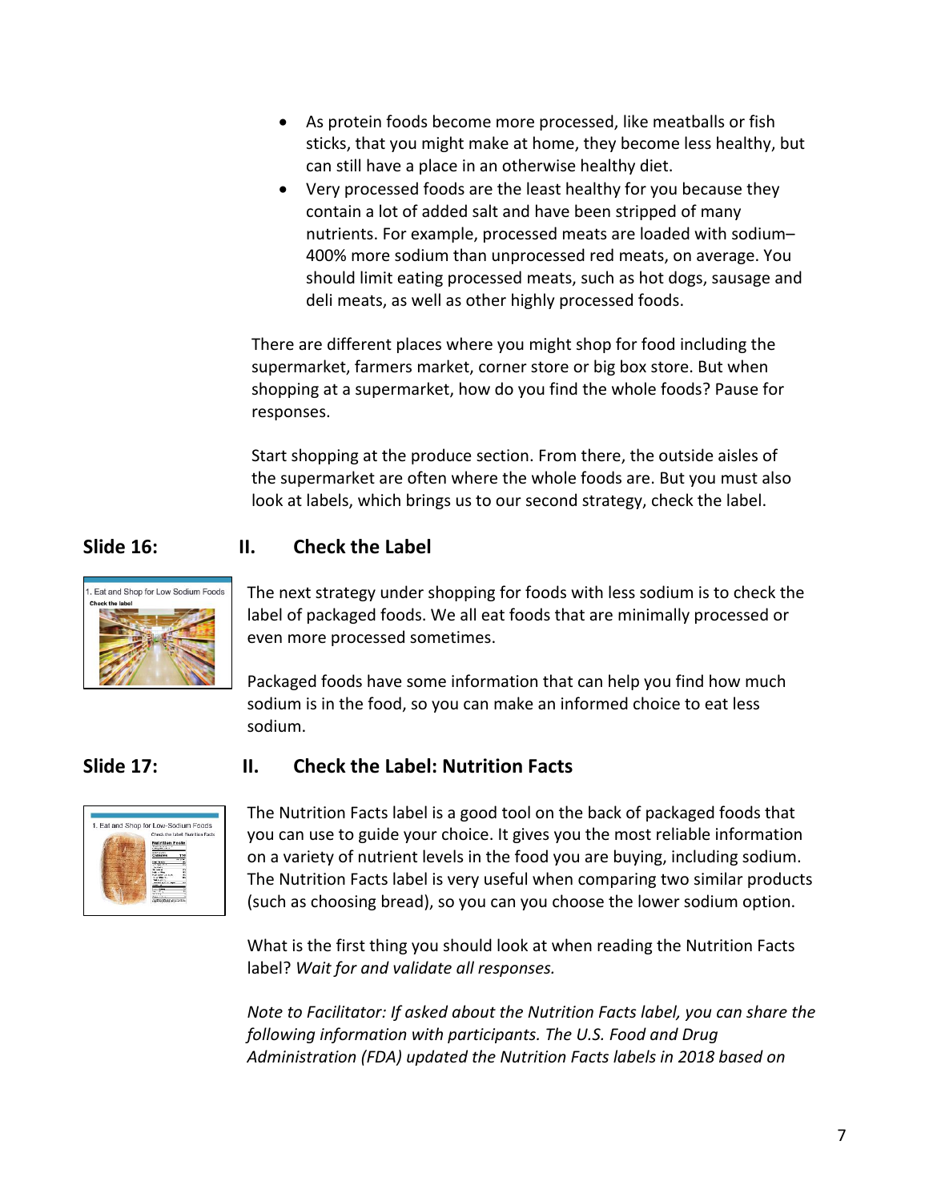- As protein foods become more processed, like meatballs or fish sticks, that you might make at home, they become less healthy, but can still have a place in an otherwise healthy diet.
- Very processed foods are the least healthy for you because they contain a lot of added salt and have been stripped of many nutrients. For example, processed meats are loaded with sodium–400% more sodium than unprocessed red meats, on average. You should limit eating processed meats, such as hot dogs, sausage and deli meats, as well as other highly processed foods.

There are different places where you might shop for food including the supermarket, farmers market, corner store or big box store. But when shopping at a supermarket, how do you find the whole foods? Pause for responses.

Start shopping at the produce section. From there, the outside aisles of the supermarket are often where the whole foods are. But you must also look at labels, which brings us to our second strategy, check the label.

## Slide 16: II. Check the Label

The next strategy under shopping for foods with less sodium is to check the label of packaged foods. We all eat foods that are minimally processed or even more processed sometimes.

Packaged foods have some information that can help you find how much sodium is in the food, so you can make an informed choice to eat less sodium.

## Slide 17: II. Check the Label: Nutrition Facts

The Nutrition Facts label is a good tool on the back of packaged foods that you can use to guide your choice. It gives you the most reliable information on a variety of nutrient levels in the food you are buying, including sodium. The Nutrition Facts label is very useful when comparing two similar products (such as choosing bread), so you can you choose the lower sodium option.

What is the first thing you should look at when reading the Nutrition Facts label? *Wait for and validate all responses.*

*Note to Facilitator: If asked about the Nutrition Facts label, you can share the following information with participants. The U.S. Food and Drug Administration (FDA) updated the Nutrition Facts labels in 2018 based on*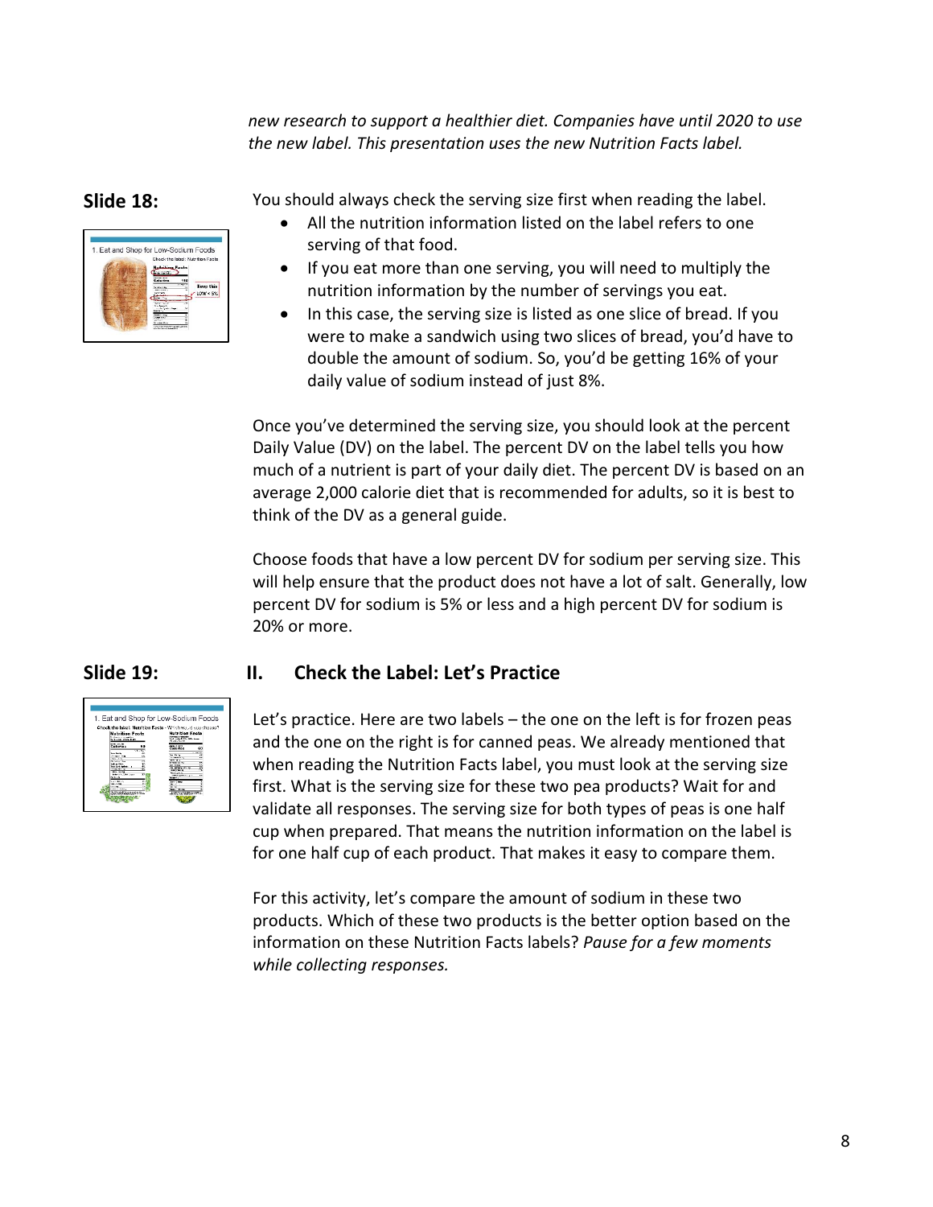*new research to support a healthier diet. Companies have until 2020 to use the new label. This presentation uses the new Nutrition Facts label.*

**Slide 18:**

You should always check the serving size first when reading the label.

- All the nutrition information listed on the label refers to one serving of that food.
- If you eat more than one serving, you will need to multiply the nutrition information by the number of servings you eat.
- In this case, the serving size is listed as one slice of bread. If you were to make a sandwich using two slices of bread, you'd have to double the amount of sodium. So, you'd be getting 16% of your daily value of sodium instead of just 8%.

Once you've determined the serving size, you should look at the percent Daily Value (DV) on the label. The percent DV on the label tells you how much of a nutrient is part of your daily diet. The percent DV is based on an average 2,000 calorie diet that is recommended for adults, so it is best to think of the DV as a general guide.

Choose foods that have a low percent DV for sodium per serving size. This will help ensure that the product does not have a lot of salt. Generally, low percent DV for sodium is 5% or less and a high percent DV for sodium is 20% or more.

**Slide 19:**

## II. Check the Label: Let's Practice

Let's practice. Here are two labels – the one on the left is for frozen peas and the one on the right is for canned peas. We already mentioned that when reading the Nutrition Facts label, you must look at the serving size first. What is the serving size for these two pea products? Wait for and validate all responses. The serving size for both types of peas is one half cup when prepared. That means the nutrition information on the label is for one half cup of each product. That makes it easy to compare them.

For this activity, let's compare the amount of sodium in these two products. Which of these two products is the better option based on the information on these Nutrition Facts labels? *Pause for a few moments while collecting responses.*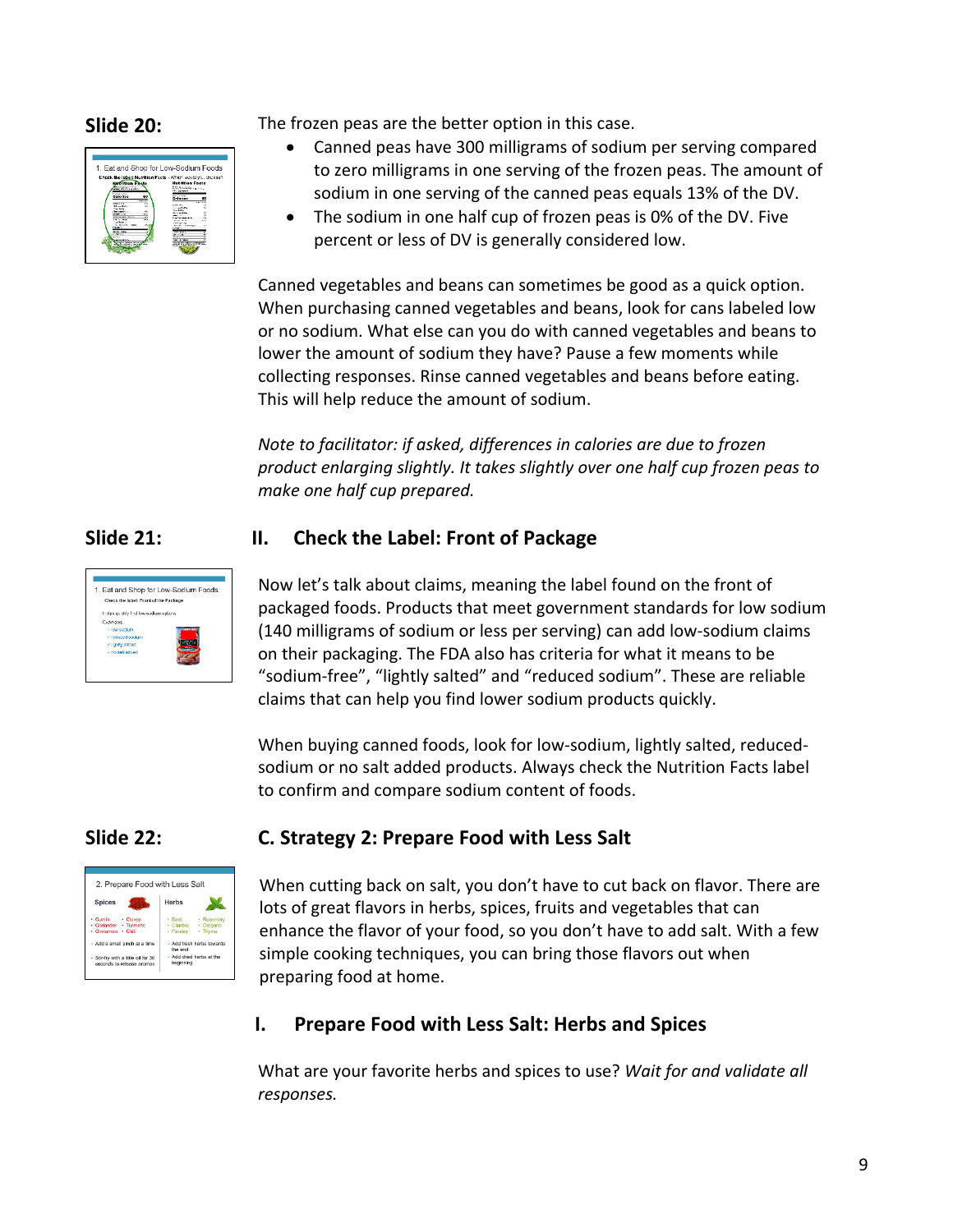**Slide 20:**

The frozen peas are the better option in this case.

- Canned peas have 300 milligrams of sodium per serving compared to zero milligrams in one serving of the frozen peas. The amount of sodium in one serving of the canned peas equals 13% of the DV.
- The sodium in one half cup of frozen peas is 0% of the DV. Five percent or less of DV is generally considered low.

Canned vegetables and beans can sometimes be good as a quick option. When purchasing canned vegetables and beans, look for cans labeled low or no sodium. What else can you do with canned vegetables and beans to lower the amount of sodium they have? Pause a few moments while collecting responses. Rinse canned vegetables and beans before eating. This will help reduce the amount of sodium.

*Note to facilitator: if asked, differences in calories are due to frozen product enlarging slightly. It takes slightly over one half cup frozen peas to make one half cup prepared.*

**Slide 21:**

## II. Check the Label: Front of Package

Now let's talk about claims, meaning the label found on the front of packaged foods. Products that meet government standards for low sodium (140 milligrams of sodium or less per serving) can add low-sodium claims on their packaging. The FDA also has criteria for what it means to be "sodium-free", "lightly salted" and "reduced sodium". These are reliable claims that can help you find lower sodium products quickly.

When buying canned foods, look for low-sodium, lightly salted, reduced-sodium or no salt added products. Always check the Nutrition Facts label to confirm and compare sodium content of foods.

**Slide 22:**

## C. Strategy 2: Prepare Food with Less Salt

When cutting back on salt, you don't have to cut back on flavor. There are lots of great flavors in herbs, spices, fruits and vegetables that can enhance the flavor of your food, so you don't have to add salt. With a few simple cooking techniques, you can bring those flavors out when preparing food at home.

## I. Prepare Food with Less Salt: Herbs and Spices

What are your favorite herbs and spices to use? *Wait for and validate all responses.*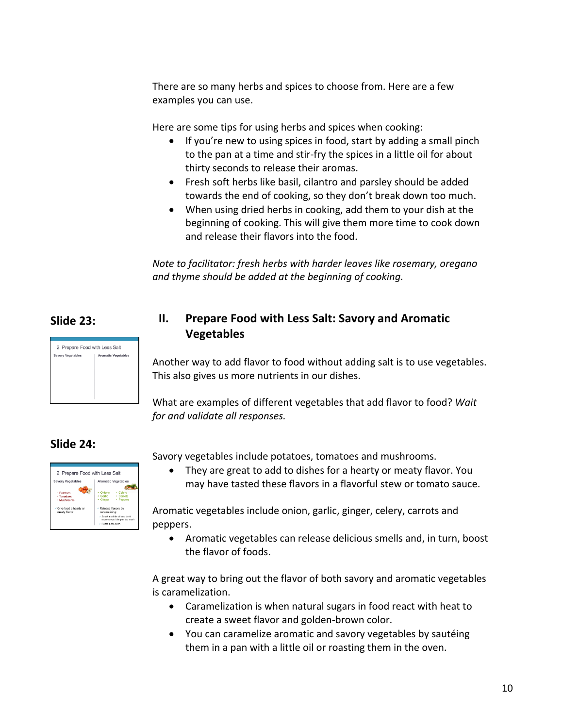There are so many herbs and spices to choose from. Here are a few examples you can use.

Here are some tips for using herbs and spices when cooking:

- If you're new to using spices in food, start by adding a small pinch to the pan at a time and stir-fry the spices in a little oil for about thirty seconds to release their aromas.
- Fresh soft herbs like basil, cilantro and parsley should be added towards the end of cooking, so they don't break down too much.
- When using dried herbs in cooking, add them to your dish at the beginning of cooking. This will give them more time to cook down and release their flavors into the food.

*Note to facilitator: fresh herbs with harder leaves like rosemary, oregano and thyme should be added at the beginning of cooking.*

**Slide 23:**

## II. Prepare Food with Less Salt: Savory and Aromatic Vegetables

Another way to add flavor to food without adding salt is to use vegetables. This also gives us more nutrients in our dishes.

What are examples of different vegetables that add flavor to food? *Wait for and validate all responses.*

**Slide 24:**

Savory vegetables include potatoes, tomatoes and mushrooms.

- They are great to add to dishes for a hearty or meaty flavor. You may have tasted these flavors in a flavorful stew or tomato sauce.

Aromatic vegetables include onion, garlic, ginger, celery, carrots and peppers.

- Aromatic vegetables can release delicious smells and, in turn, boost the flavor of foods.

A great way to bring out the flavor of both savory and aromatic vegetables is caramelization.

- Caramelization is when natural sugars in food react with heat to create a sweet flavor and golden-brown color.
- You can caramelize aromatic and savory vegetables by sautéing them in a pan with a little oil or roasting them in the oven.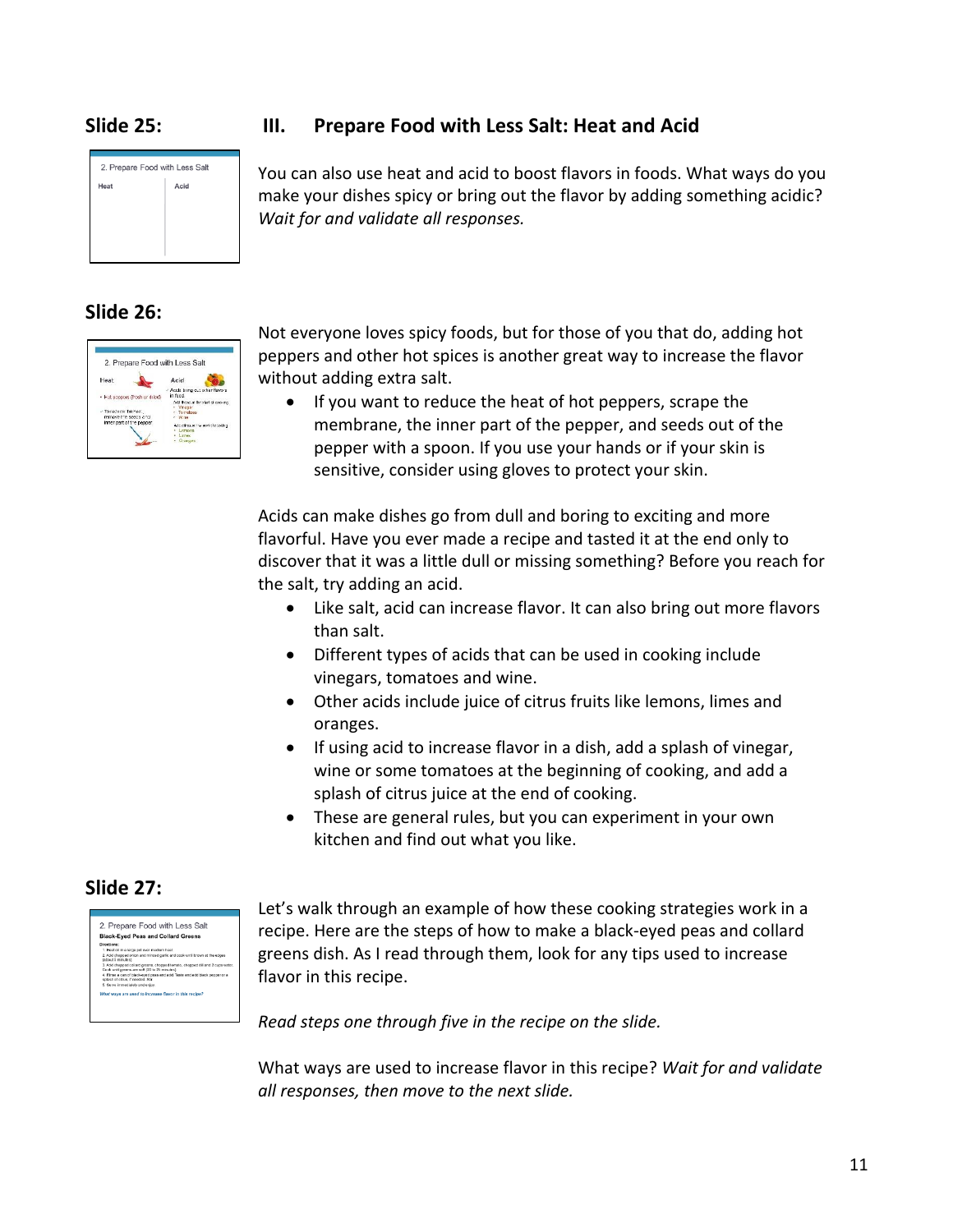**Slide 25:**

## III. Prepare Food with Less Salt: Heat and Acid

You can also use heat and acid to boost flavors in foods. What ways do you make your dishes spicy or bring out the flavor by adding something acidic? *Wait for and validate all responses.*

**Slide 26:**

Not everyone loves spicy foods, but for those of you that do, adding hot peppers and other hot spices is another great way to increase the flavor without adding extra salt.

- If you want to reduce the heat of hot peppers, scrape the membrane, the inner part of the pepper, and seeds out of the pepper with a spoon. If you use your hands or if your skin is sensitive, consider using gloves to protect your skin.

Acids can make dishes go from dull and boring to exciting and more flavorful. Have you ever made a recipe and tasted it at the end only to discover that it was a little dull or missing something? Before you reach for the salt, try adding an acid.

- Like salt, acid can increase flavor. It can also bring out more flavors than salt.
- Different types of acids that can be used in cooking include vinegars, tomatoes and wine.
- Other acids include juice of citrus fruits like lemons, limes and oranges.
- If using acid to increase flavor in a dish, add a splash of vinegar, wine or some tomatoes at the beginning of cooking, and add a splash of citrus juice at the end of cooking.
- These are general rules, but you can experiment in your own kitchen and find out what you like.

**Slide 27:**

Let's walk through an example of how these cooking strategies work in a recipe. Here are the steps of how to make a black-eyed peas and collard greens dish. As I read through them, look for any tips used to increase flavor in this recipe.

*Read steps one through five in the recipe on the slide.*

What ways are used to increase flavor in this recipe? *Wait for and validate all responses, then move to the next slide.*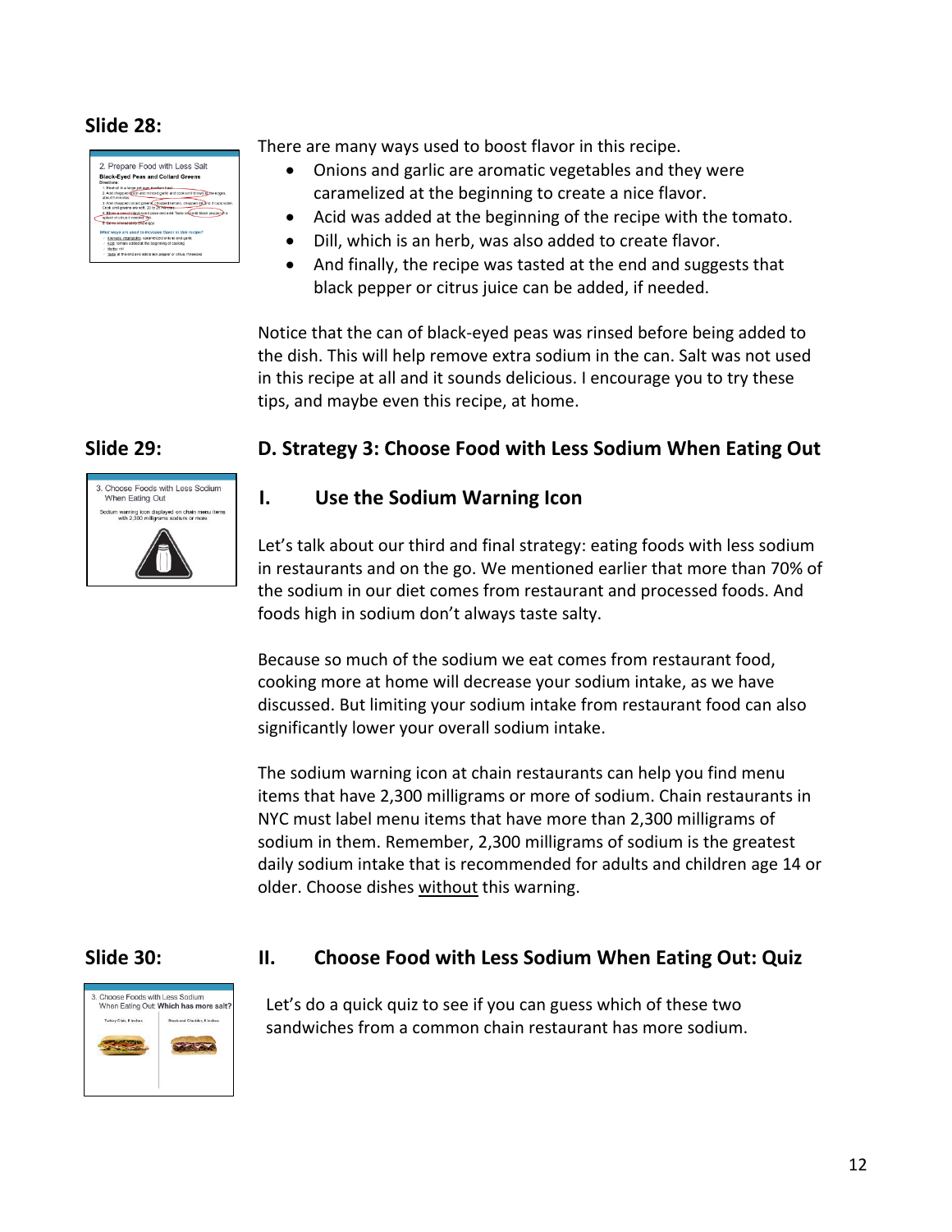**Slide 28:**

There are many ways used to boost flavor in this recipe.

- Onions and garlic are aromatic vegetables and they were caramelized at the beginning to create a nice flavor.
- Acid was added at the beginning of the recipe with the tomato.
- Dill, which is an herb, was also added to create flavor.
- And finally, the recipe was tasted at the end and suggests that black pepper or citrus juice can be added, if needed.

Notice that the can of black-eyed peas was rinsed before being added to the dish. This will help remove extra sodium in the can. Salt was not used in this recipe at all and it sounds delicious. I encourage you to try these tips, and maybe even this recipe, at home.

**Slide 29:**

## D. Strategy 3: Choose Food with Less Sodium When Eating Out

### I. Use the Sodium Warning Icon

Let's talk about our third and final strategy: eating foods with less sodium in restaurants and on the go. We mentioned earlier that more than 70% of the sodium in our diet comes from restaurant and processed foods. And foods high in sodium don't always taste salty.

Because so much of the sodium we eat comes from restaurant food, cooking more at home will decrease your sodium intake, as we have discussed. But limiting your sodium intake from restaurant food can also significantly lower your overall sodium intake.

The sodium warning icon at chain restaurants can help you find menu items that have 2,300 milligrams or more of sodium. Chain restaurants in NYC must label menu items that have more than 2,300 milligrams of sodium in them. Remember, 2,300 milligrams of sodium is the greatest daily sodium intake that is recommended for adults and children age 14 or older. Choose dishes without this warning.

**Slide 30:**

### II. Choose Food with Less Sodium When Eating Out: Quiz

Let's do a quick quiz to see if you can guess which of these two sandwiches from a common chain restaurant has more sodium.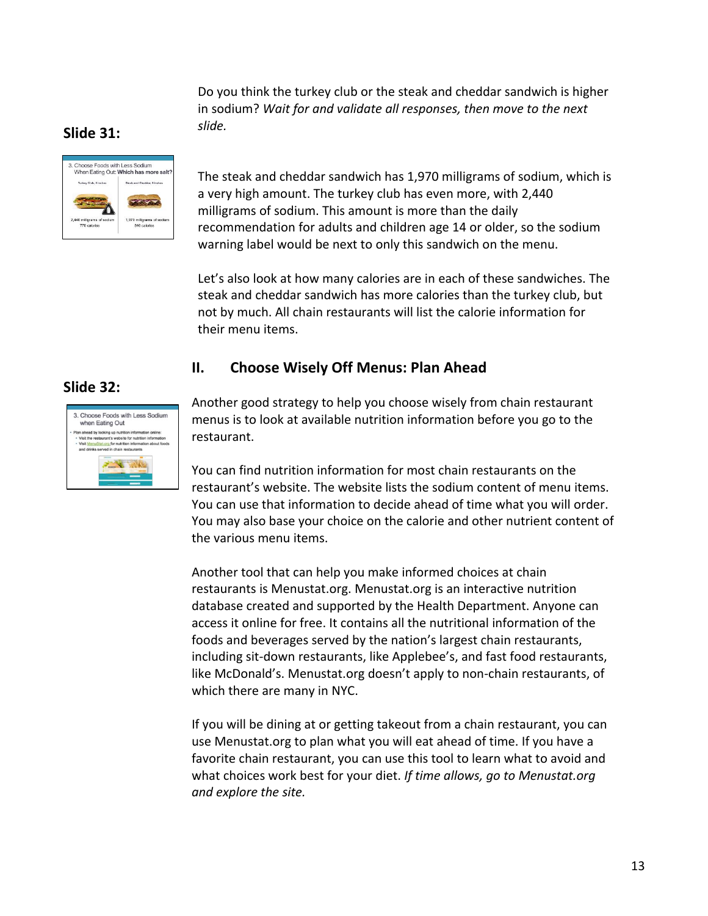**Slide 31:**

Do you think the turkey club or the steak and cheddar sandwich is higher in sodium? *Wait for and validate all responses, then move to the next slide.*

The steak and cheddar sandwich has 1,970 milligrams of sodium, which is a very high amount. The turkey club has even more, with 2,440 milligrams of sodium. This amount is more than the daily recommendation for adults and children age 14 or older, so the sodium warning label would be next to only this sandwich on the menu.

Let's also look at how many calories are in each of these sandwiches. The steak and cheddar sandwich has more calories than the turkey club, but not by much. All chain restaurants will list the calorie information for their menu items.

## II. Choose Wisely Off Menus: Plan Ahead

**Slide 32:**

Another good strategy to help you choose wisely from chain restaurant menus is to look at available nutrition information before you go to the restaurant.

You can find nutrition information for most chain restaurants on the restaurant's website. The website lists the sodium content of menu items. You can use that information to decide ahead of time what you will order. You may also base your choice on the calorie and other nutrient content of the various menu items.

Another tool that can help you make informed choices at chain restaurants is Menustat.org. Menustat.org is an interactive nutrition database created and supported by the Health Department. Anyone can access it online for free. It contains all the nutritional information of the foods and beverages served by the nation's largest chain restaurants, including sit-down restaurants, like Applebee's, and fast food restaurants, like McDonald's. Menustat.org doesn't apply to non-chain restaurants, of which there are many in NYC.

If you will be dining at or getting takeout from a chain restaurant, you can use Menustat.org to plan what you will eat ahead of time. If you have a favorite chain restaurant, you can use this tool to learn what to avoid and what choices work best for your diet. *If time allows, go to Menustat.org and explore the site.*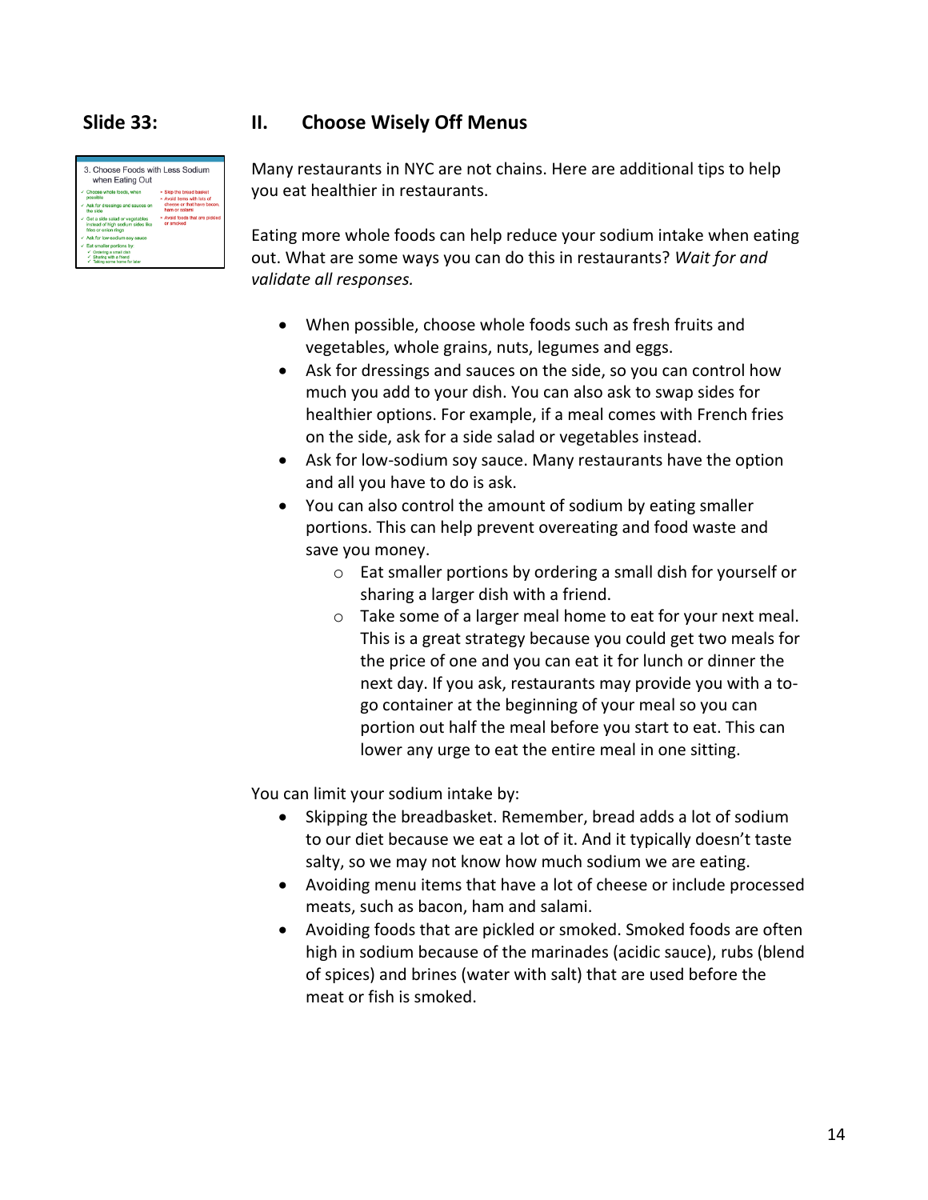**Slide 33:**

## II. Choose Wisely Off Menus

Many restaurants in NYC are not chains. Here are additional tips to help you eat healthier in restaurants.

Eating more whole foods can help reduce your sodium intake when eating out. What are some ways you can do this in restaurants? *Wait for and validate all responses.*

- When possible, choose whole foods such as fresh fruits and vegetables, whole grains, nuts, legumes and eggs.
- Ask for dressings and sauces on the side, so you can control how much you add to your dish. You can also ask to swap sides for healthier options. For example, if a meal comes with French fries on the side, ask for a side salad or vegetables instead.
- Ask for low-sodium soy sauce. Many restaurants have the option and all you have to do is ask.
- You can also control the amount of sodium by eating smaller portions. This can help prevent overeating and food waste and save you money.
  - Eat smaller portions by ordering a small dish for yourself or sharing a larger dish with a friend.
  - Take some of a larger meal home to eat for your next meal. This is a great strategy because you could get two meals for the price of one and you can eat it for lunch or dinner the next day. If you ask, restaurants may provide you with a to-go container at the beginning of your meal so you can portion out half the meal before you start to eat. This can lower any urge to eat the entire meal in one sitting.

You can limit your sodium intake by:

- Skipping the breadbasket. Remember, bread adds a lot of sodium to our diet because we eat a lot of it. And it typically doesn't taste salty, so we may not know how much sodium we are eating.
- Avoiding menu items that have a lot of cheese or include processed meats, such as bacon, ham and salami.
- Avoiding foods that are pickled or smoked. Smoked foods are often high in sodium because of the marinades (acidic sauce), rubs (blend of spices) and brines (water with salt) that are used before the meat or fish is smoked.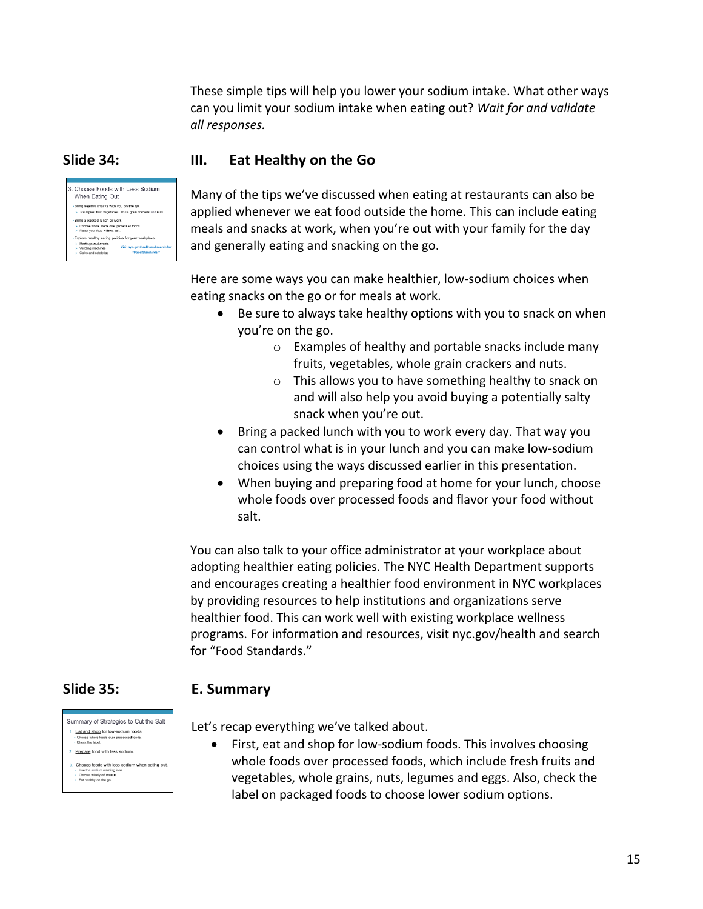These simple tips will help you lower your sodium intake. What other ways can you limit your sodium intake when eating out? *Wait for and validate all responses.*

**Slide 34:**

### III. Eat Healthy on the Go

Many of the tips we've discussed when eating at restaurants can also be applied whenever we eat food outside the home. This can include eating meals and snacks at work, when you're out with your family for the day and generally eating and snacking on the go.

Here are some ways you can make healthier, low-sodium choices when eating snacks on the go or for meals at work.

- Be sure to always take healthy options with you to snack on when you're on the go.
  - Examples of healthy and portable snacks include many fruits, vegetables, whole grain crackers and nuts.
  - This allows you to have something healthy to snack on and will also help you avoid buying a potentially salty snack when you're out.
- Bring a packed lunch with you to work every day. That way you can control what is in your lunch and you can make low-sodium choices using the ways discussed earlier in this presentation.
- When buying and preparing food at home for your lunch, choose whole foods over processed foods and flavor your food without salt.

You can also talk to your office administrator at your workplace about adopting healthier eating policies. The NYC Health Department supports and encourages creating a healthier food environment in NYC workplaces by providing resources to help institutions and organizations serve healthier food. This can work well with existing workplace wellness programs. For information and resources, visit nyc.gov/health and search for "Food Standards."

**Slide 35:**

### E. Summary

Let's recap everything we've talked about.

- First, eat and shop for low-sodium foods. This involves choosing whole foods over processed foods, which include fresh fruits and vegetables, whole grains, nuts, legumes and eggs. Also, check the label on packaged foods to choose lower sodium options.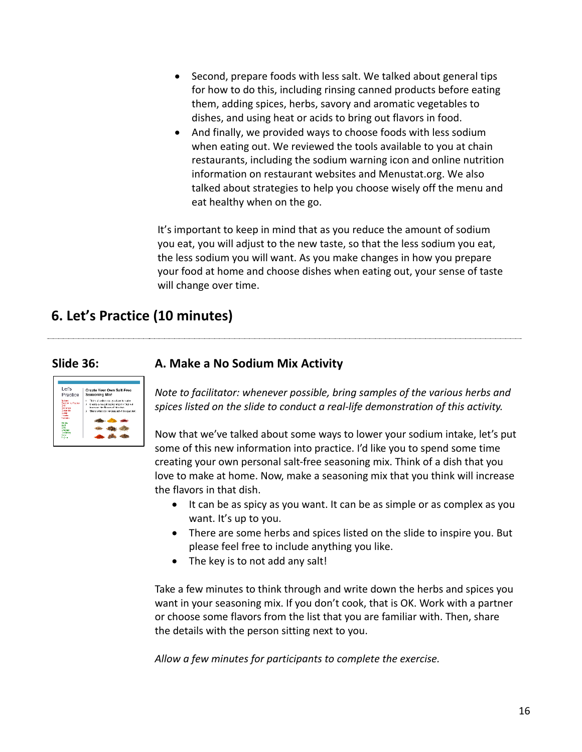- Second, prepare foods with less salt. We talked about general tips for how to do this, including rinsing canned products before eating them, adding spices, herbs, savory and aromatic vegetables to dishes, and using heat or acids to bring out flavors in food.
- And finally, we provided ways to choose foods with less sodium when eating out. We reviewed the tools available to you at chain restaurants, including the sodium warning icon and online nutrition information on restaurant websites and Menustat.org. We also talked about strategies to help you choose wisely off the menu and eat healthy when on the go.

It's important to keep in mind that as you reduce the amount of sodium you eat, you will adjust to the new taste, so that the less sodium you eat, the less sodium you will want. As you make changes in how you prepare your food at home and choose dishes when eating out, your sense of taste will change over time.

## 6. Let's Practice (10 minutes)

**Slide 36:**

### A. Make a No Sodium Mix Activity

*Note to facilitator: whenever possible, bring samples of the various herbs and spices listed on the slide to conduct a real-life demonstration of this activity.*

Now that we've talked about some ways to lower your sodium intake, let's put some of this new information into practice. I'd like you to spend some time creating your own personal salt-free seasoning mix. Think of a dish that you love to make at home. Now, make a seasoning mix that you think will increase the flavors in that dish.

- It can be as spicy as you want. It can be as simple or as complex as you want. It's up to you.
- There are some herbs and spices listed on the slide to inspire you. But please feel free to include anything you like.
- The key is to not add any salt!

Take a few minutes to think through and write down the herbs and spices you want in your seasoning mix. If you don't cook, that is OK. Work with a partner or choose some flavors from the list that you are familiar with. Then, share the details with the person sitting next to you.

*Allow a few minutes for participants to complete the exercise.*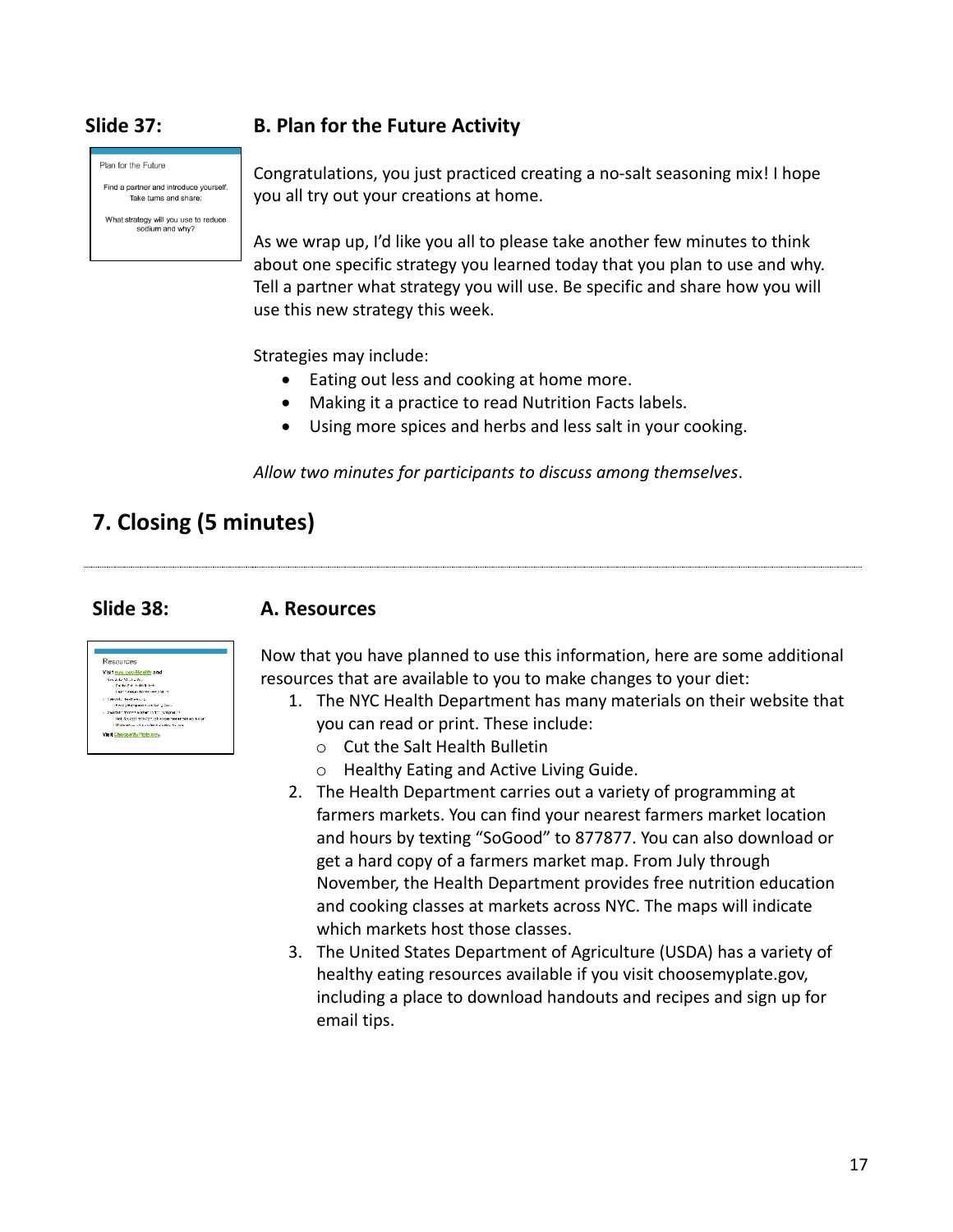### Slide 37: B. Plan for the Future Activity

Plan for the Future

Find a partner and introduce yourself. Take turns and share:

What strategy will you use to reduce sodium and why?

Congratulations, you just practiced creating a no-salt seasoning mix! I hope you all try out your creations at home.

As we wrap up, I'd like you all to please take another few minutes to think about one specific strategy you learned today that you plan to use and why. Tell a partner what strategy you will use. Be specific and share how you will use this new strategy this week.

Strategies may include:

- Eating out less and cooking at home more.
- Making it a practice to read Nutrition Facts labels.
- Using more spices and herbs and less salt in your cooking.

*Allow two minutes for participants to discuss among themselves*.

## 7. Closing (5 minutes)

### Slide 38: A. Resources

Now that you have planned to use this information, here are some additional resources that are available to you to make changes to your diet:

1. The NYC Health Department has many materials on their website that you can read or print. These include:
   - Cut the Salt Health Bulletin
   - Healthy Eating and Active Living Guide.
2. The Health Department carries out a variety of programming at farmers markets. You can find your nearest farmers market location and hours by texting "SoGood" to 877877. You can also download or get a hard copy of a farmers market map. From July through November, the Health Department provides free nutrition education and cooking classes at markets across NYC. The maps will indicate which markets host those classes.
3. The United States Department of Agriculture (USDA) has a variety of healthy eating resources available if you visit choosemyplate.gov, including a place to download handouts and recipes and sign up for email tips.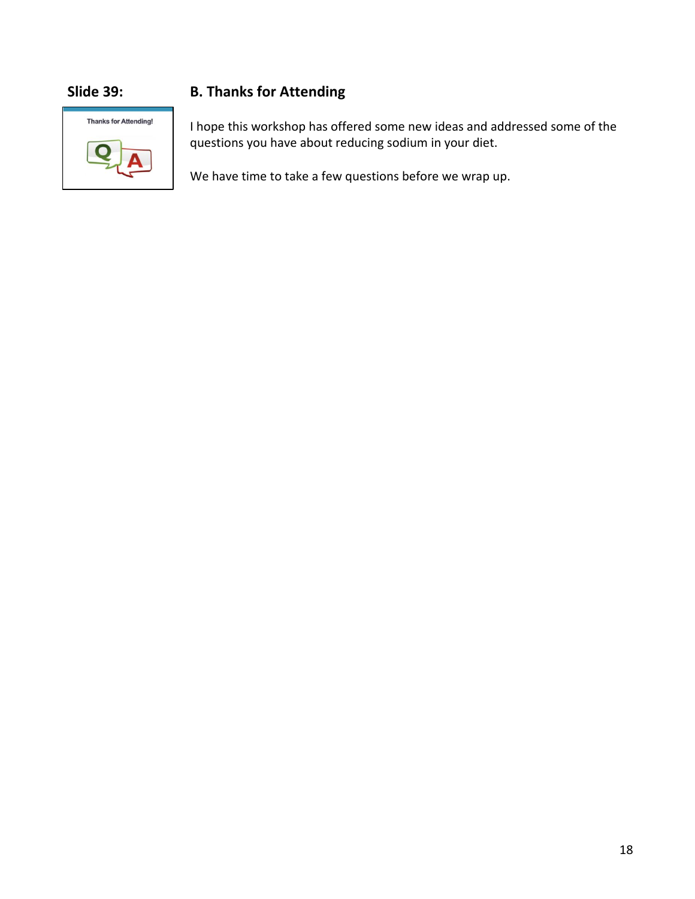**Slide 39:**

## B. Thanks for Attending

I hope this workshop has offered some new ideas and addressed some of the questions you have about reducing sodium in your diet.

We have time to take a few questions before we wrap up.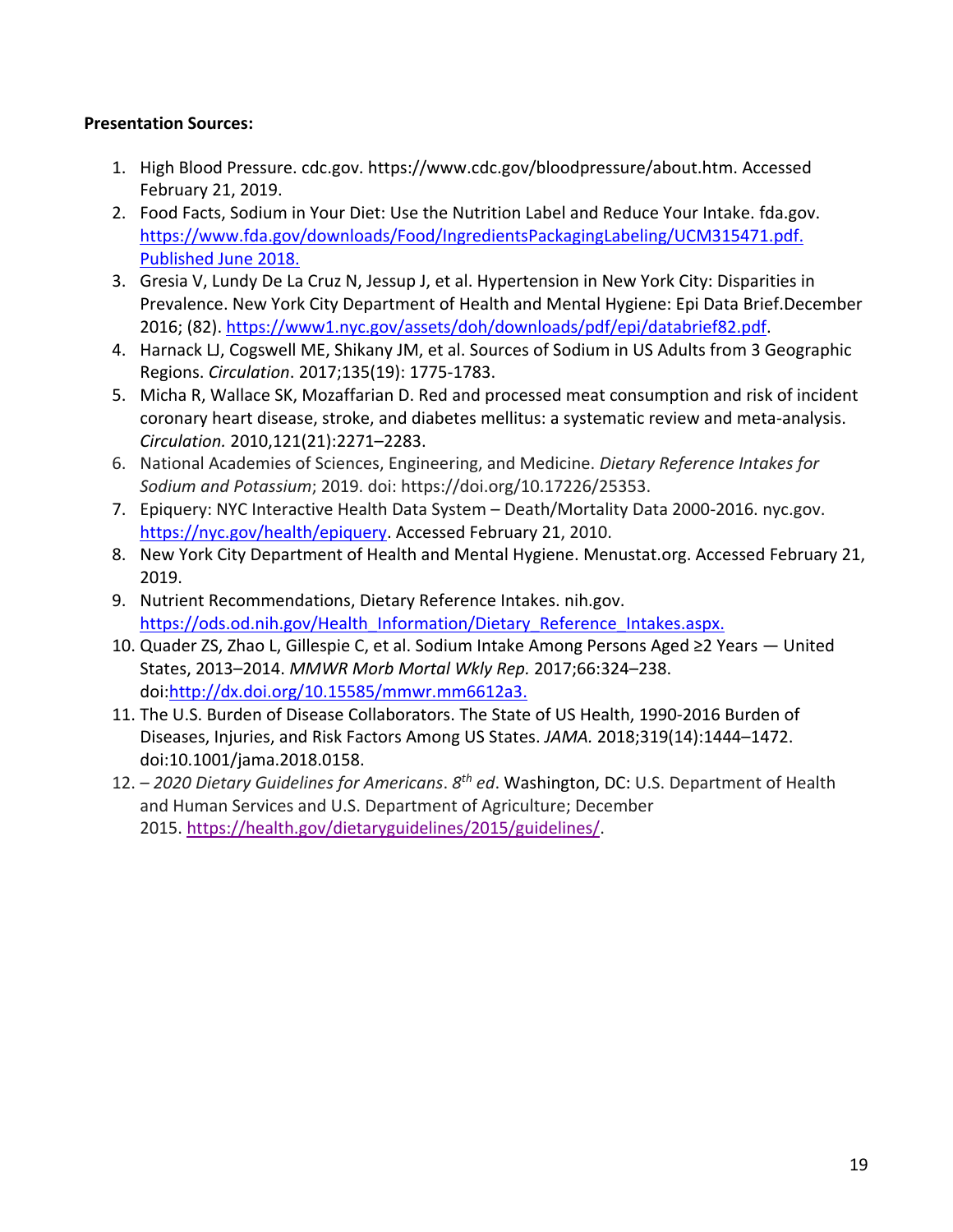**Presentation Sources:**

1. High Blood Pressure. cdc.gov. https://www.cdc.gov/bloodpressure/about.htm. Accessed February 21, 2019.
2. Food Facts, Sodium in Your Diet: Use the Nutrition Label and Reduce Your Intake. fda.gov. https://www.fda.gov/downloads/Food/IngredientsPackagingLabeling/UCM315471.pdf. Published June 2018.
3. Gresia V, Lundy De La Cruz N, Jessup J, et al. Hypertension in New York City: Disparities in Prevalence. New York City Department of Health and Mental Hygiene: Epi Data Brief.December 2016; (82). https://www1.nyc.gov/assets/doh/downloads/pdf/epi/databrief82.pdf.
4. Harnack LJ, Cogswell ME, Shikany JM, et al. Sources of Sodium in US Adults from 3 Geographic Regions. *Circulation*. 2017;135(19): 1775-1783.
5. Micha R, Wallace SK, Mozaffarian D. Red and processed meat consumption and risk of incident coronary heart disease, stroke, and diabetes mellitus: a systematic review and meta-analysis. *Circulation.* 2010,121(21):2271–2283.
6. National Academies of Sciences, Engineering, and Medicine. *Dietary Reference Intakes for Sodium and Potassium*; 2019. doi: https://doi.org/10.17226/25353.
7. Epiquery: NYC Interactive Health Data System – Death/Mortality Data 2000-2016. nyc.gov. https://nyc.gov/health/epiquery. Accessed February 21, 2010.
8. New York City Department of Health and Mental Hygiene. Menustat.org. Accessed February 21, 2019.
9. Nutrient Recommendations, Dietary Reference Intakes. nih.gov. https://ods.od.nih.gov/Health_Information/Dietary_Reference_Intakes.aspx.
10. Quader ZS, Zhao L, Gillespie C, et al. Sodium Intake Among Persons Aged ≥2 Years — United States, 2013–2014. *MMWR Morb Mortal Wkly Rep.* 2017;66:324–238. doi:http://dx.doi.org/10.15585/mmwr.mm6612a3.
11. The U.S. Burden of Disease Collaborators. The State of US Health, 1990-2016 Burden of Diseases, Injuries, and Risk Factors Among US States. *JAMA.* 2018;319(14):1444–1472. doi:10.1001/jama.2018.0158.
12. – *2020 Dietary Guidelines for Americans*. *8th ed*. Washington, DC: U.S. Department of Health and Human Services and U.S. Department of Agriculture; December 2015. https://health.gov/dietaryguidelines/2015/guidelines/.